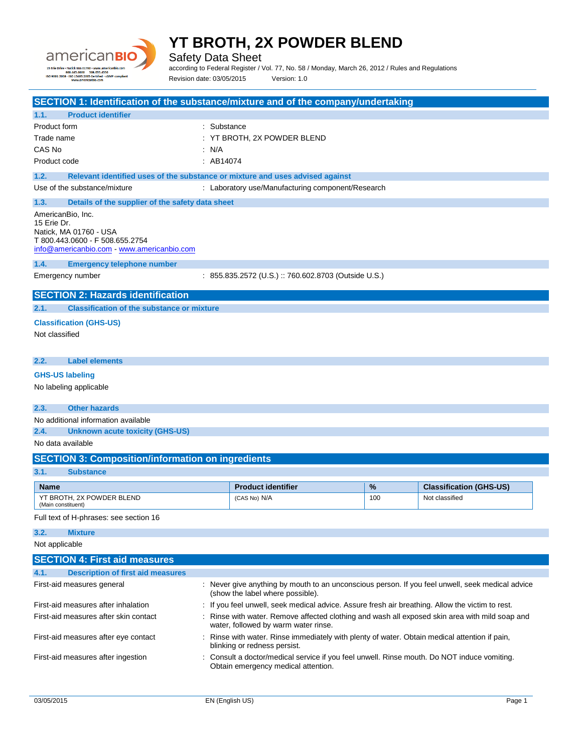# YT BROTH, 2X POWDER BLEND

Safety Data Sheet

according to Federal Register / Vol. 77, No. 58 / Monday, March 26, 2012 / Rules and Regulations

Revision date: 03/05/2015 Version: 1.0

## SECTION 1: Identification of the substance/mixture and of the company/undertaking

### 1.1. Product identifier

| | |
|---|---|
| Product form | : Substance |
| Trade name | : YT BROTH, 2X POWDER BLEND |
| CAS No | : N/A |
| Product code | : AB14074 |

### 1.2. Relevant identified uses of the substance or mixture and uses advised against

| | |
|---|---|
| Use of the substance/mixture | : Laboratory use/Manufacturing component/Research |

### 1.3. Details of the supplier of the safety data sheet

AmericanBio, Inc.
15 Erie Dr.
Natick, MA 01760 - USA
T 800.443.0600 - F 508.655.2754
info@americanbio.com - www.americanbio.com

### 1.4. Emergency telephone number

| | |
|---|---|
| Emergency number | : 855.835.2572 (U.S.) :: 760.602.8703 (Outside U.S.) |

## SECTION 2: Hazards identification

### 2.1. Classification of the substance or mixture

**Classification (GHS-US)**

Not classified

### 2.2. Label elements

**GHS-US labeling**

No labeling applicable

### 2.3. Other hazards

No additional information available

### 2.4. Unknown acute toxicity (GHS-US)

No data available

## SECTION 3: Composition/information on ingredients

### 3.1. Substance

| Name | Product identifier | % | Classification (GHS-US) |
|---|---|---|---|
| YT BROTH, 2X POWDER BLEND (Main constituent) | (CAS No) N/A | 100 | Not classified |

Full text of H-phrases: see section 16

### 3.2. Mixture

Not applicable

## SECTION 4: First aid measures

### 4.1. Description of first aid measures

| | |
|---|---|
| First-aid measures general | : Never give anything by mouth to an unconscious person. If you feel unwell, seek medical advice (show the label where possible). |
| First-aid measures after inhalation | : If you feel unwell, seek medical advice. Assure fresh air breathing. Allow the victim to rest. |
| First-aid measures after skin contact | : Rinse with water. Remove affected clothing and wash all exposed skin area with mild soap and water, followed by warm water rinse. |
| First-aid measures after eye contact | : Rinse with water. Rinse immediately with plenty of water. Obtain medical attention if pain, blinking or redness persist. |
| First-aid measures after ingestion | : Consult a doctor/medical service if you feel unwell. Rinse mouth. Do NOT induce vomiting. Obtain emergency medical attention. |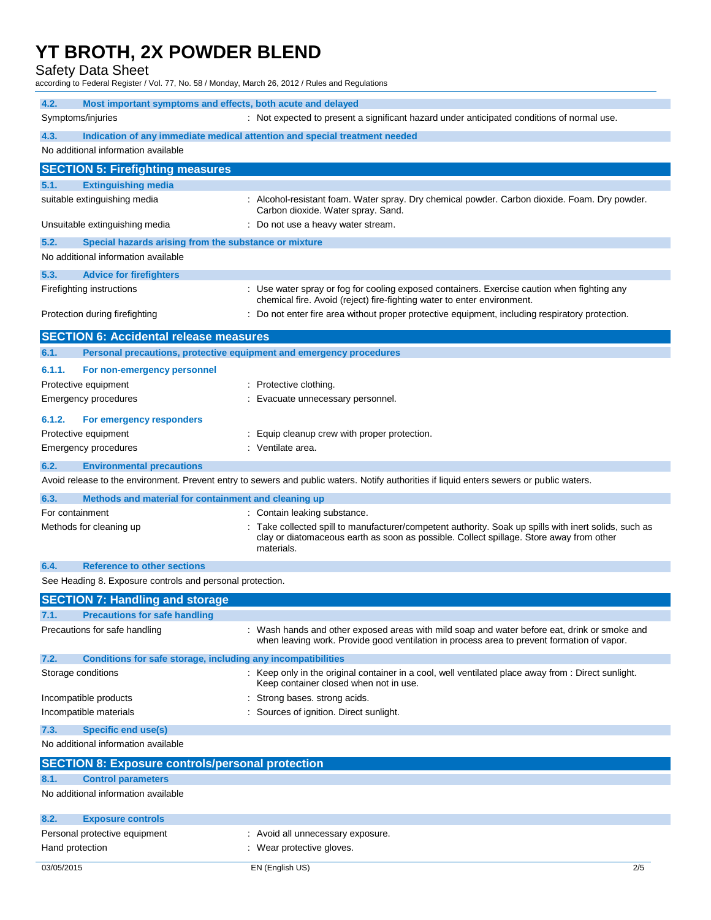### 4.2. Most important symptoms and effects, both acute and delayed

Symptoms/injuries : Not expected to present a significant hazard under anticipated conditions of normal use.

### 4.3. Indication of any immediate medical attention and special treatment needed

No additional information available

## SECTION 5: Firefighting measures

### 5.1. Extinguishing media

suitable extinguishing media : Alcohol-resistant foam. Water spray. Dry chemical powder. Carbon dioxide. Foam. Dry powder. Carbon dioxide. Water spray. Sand.

Unsuitable extinguishing media : Do not use a heavy water stream.

### 5.2. Special hazards arising from the substance or mixture

No additional information available

### 5.3. Advice for firefighters

Firefighting instructions : Use water spray or fog for cooling exposed containers. Exercise caution when fighting any chemical fire. Avoid (reject) fire-fighting water to enter environment.

Protection during firefighting : Do not enter fire area without proper protective equipment, including respiratory protection.

## SECTION 6: Accidental release measures

### 6.1. Personal precautions, protective equipment and emergency procedures

#### 6.1.1. For non-emergency personnel

Protective equipment : Protective clothing.

Emergency procedures : Evacuate unnecessary personnel.

#### 6.1.2. For emergency responders

Protective equipment : Equip cleanup crew with proper protection.

Emergency procedures : Ventilate area.

### 6.2. Environmental precautions

Avoid release to the environment. Prevent entry to sewers and public waters. Notify authorities if liquid enters sewers or public waters.

### 6.3. Methods and material for containment and cleaning up

For containment : Contain leaking substance.

Methods for cleaning up : Take collected spill to manufacturer/competent authority. Soak up spills with inert solids, such as clay or diatomaceous earth as soon as possible. Collect spillage. Store away from other materials.

### 6.4. Reference to other sections

See Heading 8. Exposure controls and personal protection.

## SECTION 7: Handling and storage

### 7.1. Precautions for safe handling

Precautions for safe handling : Wash hands and other exposed areas with mild soap and water before eat, drink or smoke and when leaving work. Provide good ventilation in process area to prevent formation of vapor.

### 7.2. Conditions for safe storage, including any incompatibilities

Storage conditions : Keep only in the original container in a cool, well ventilated place away from : Direct sunlight. Keep container closed when not in use.

Incompatible products : Strong bases. strong acids.

Incompatible materials : Sources of ignition. Direct sunlight.

### 7.3. Specific end use(s)

No additional information available

## SECTION 8: Exposure controls/personal protection

### 8.1. Control parameters

No additional information available

### 8.2. Exposure controls

Personal protective equipment : Avoid all unnecessary exposure.

Hand protection : Wear protective gloves.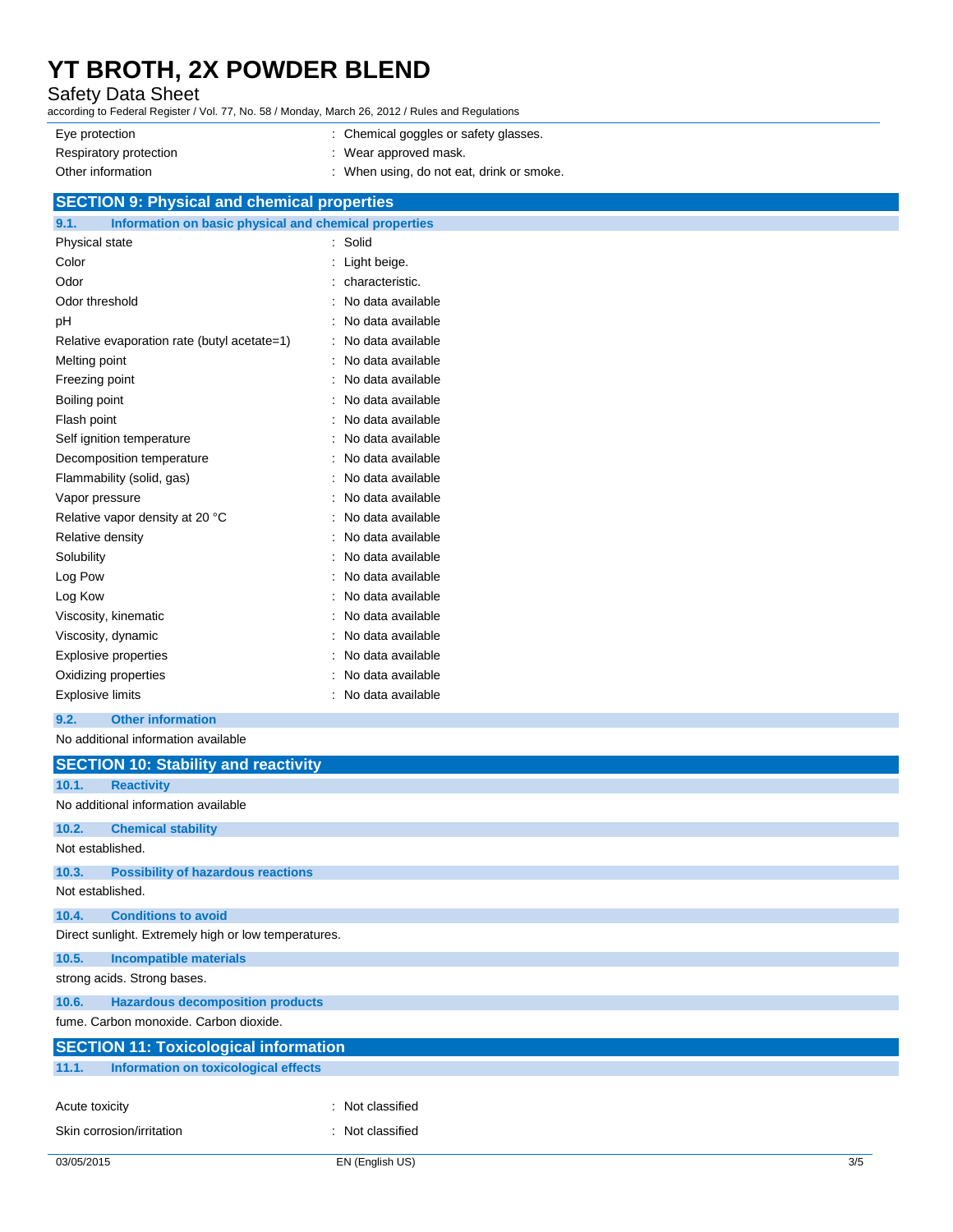| | |
|---|---|
| Eye protection | : Chemical goggles or safety glasses. |
| Respiratory protection | : Wear approved mask. |
| Other information | : When using, do not eat, drink or smoke. |

## SECTION 9: Physical and chemical properties

### 9.1. Information on basic physical and chemical properties

| | |
|---|---|
| Physical state | : Solid |
| Color | : Light beige. |
| Odor | : characteristic. |
| Odor threshold | : No data available |
| pH | : No data available |
| Relative evaporation rate (butyl acetate=1) | : No data available |
| Melting point | : No data available |
| Freezing point | : No data available |
| Boiling point | : No data available |
| Flash point | : No data available |
| Self ignition temperature | : No data available |
| Decomposition temperature | : No data available |
| Flammability (solid, gas) | : No data available |
| Vapor pressure | : No data available |
| Relative vapor density at 20 °C | : No data available |
| Relative density | : No data available |
| Solubility | : No data available |
| Log Pow | : No data available |
| Log Kow | : No data available |
| Viscosity, kinematic | : No data available |
| Viscosity, dynamic | : No data available |
| Explosive properties | : No data available |
| Oxidizing properties | : No data available |
| Explosive limits | : No data available |

### 9.2. Other information

No additional information available

## SECTION 10: Stability and reactivity

### 10.1. Reactivity

No additional information available

### 10.2. Chemical stability

Not established.

### 10.3. Possibility of hazardous reactions

Not established.

### 10.4. Conditions to avoid

Direct sunlight. Extremely high or low temperatures.

### 10.5. Incompatible materials

strong acids. Strong bases.

### 10.6. Hazardous decomposition products

fume. Carbon monoxide. Carbon dioxide.

## SECTION 11: Toxicological information

### 11.1. Information on toxicological effects

| | |
|---|---|
| Acute toxicity | : Not classified |
| Skin corrosion/irritation | : Not classified |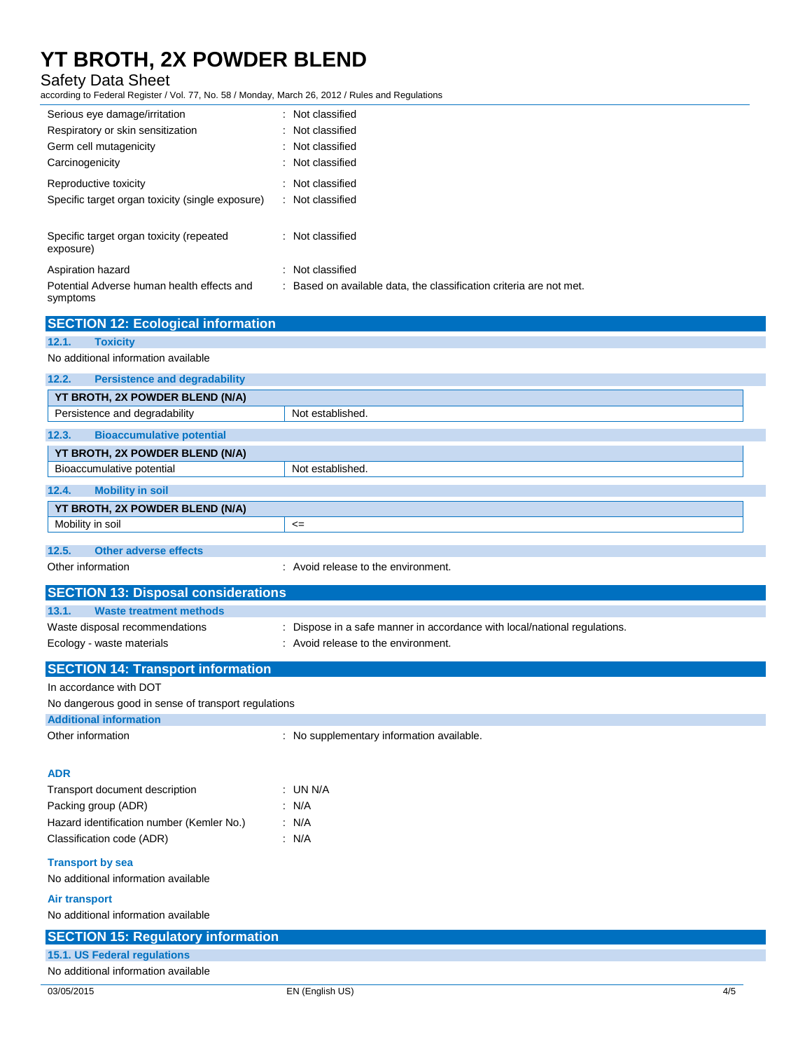| | |
|---|---|
| Serious eye damage/irritation | : Not classified |
| Respiratory or skin sensitization | : Not classified |
| Germ cell mutagenicity | : Not classified |
| Carcinogenicity | : Not classified |
| Reproductive toxicity | : Not classified |
| Specific target organ toxicity (single exposure) | : Not classified |
| Specific target organ toxicity (repeated exposure) | : Not classified |
| Aspiration hazard | : Not classified |
| Potential Adverse human health effects and symptoms | : Based on available data, the classification criteria are not met. |

## SECTION 12: Ecological information

### 12.1. Toxicity

No additional information available

### 12.2. Persistence and degradability

| YT BROTH, 2X POWDER BLEND (N/A) | |
|---|---|
| Persistence and degradability | Not established. |

### 12.3. Bioaccumulative potential

| YT BROTH, 2X POWDER BLEND (N/A) | |
|---|---|
| Bioaccumulative potential | Not established. |

### 12.4. Mobility in soil

| YT BROTH, 2X POWDER BLEND (N/A) | |
|---|---|
| Mobility in soil | <= |

### 12.5. Other adverse effects

Other information : Avoid release to the environment.

## SECTION 13: Disposal considerations

### 13.1. Waste treatment methods

Waste disposal recommendations : Dispose in a safe manner in accordance with local/national regulations.

Ecology - waste materials : Avoid release to the environment.

## SECTION 14: Transport information

In accordance with DOT

No dangerous good in sense of transport regulations

### Additional information

Other information : No supplementary information available.

### ADR

| | |
|---|---|
| Transport document description | : UN N/A |
| Packing group (ADR) | : N/A |
| Hazard identification number (Kemler No.) | : N/A |
| Classification code (ADR) | : N/A |

### Transport by sea

No additional information available

### Air transport

No additional information available

## SECTION 15: Regulatory information

### 15.1. US Federal regulations

No additional information available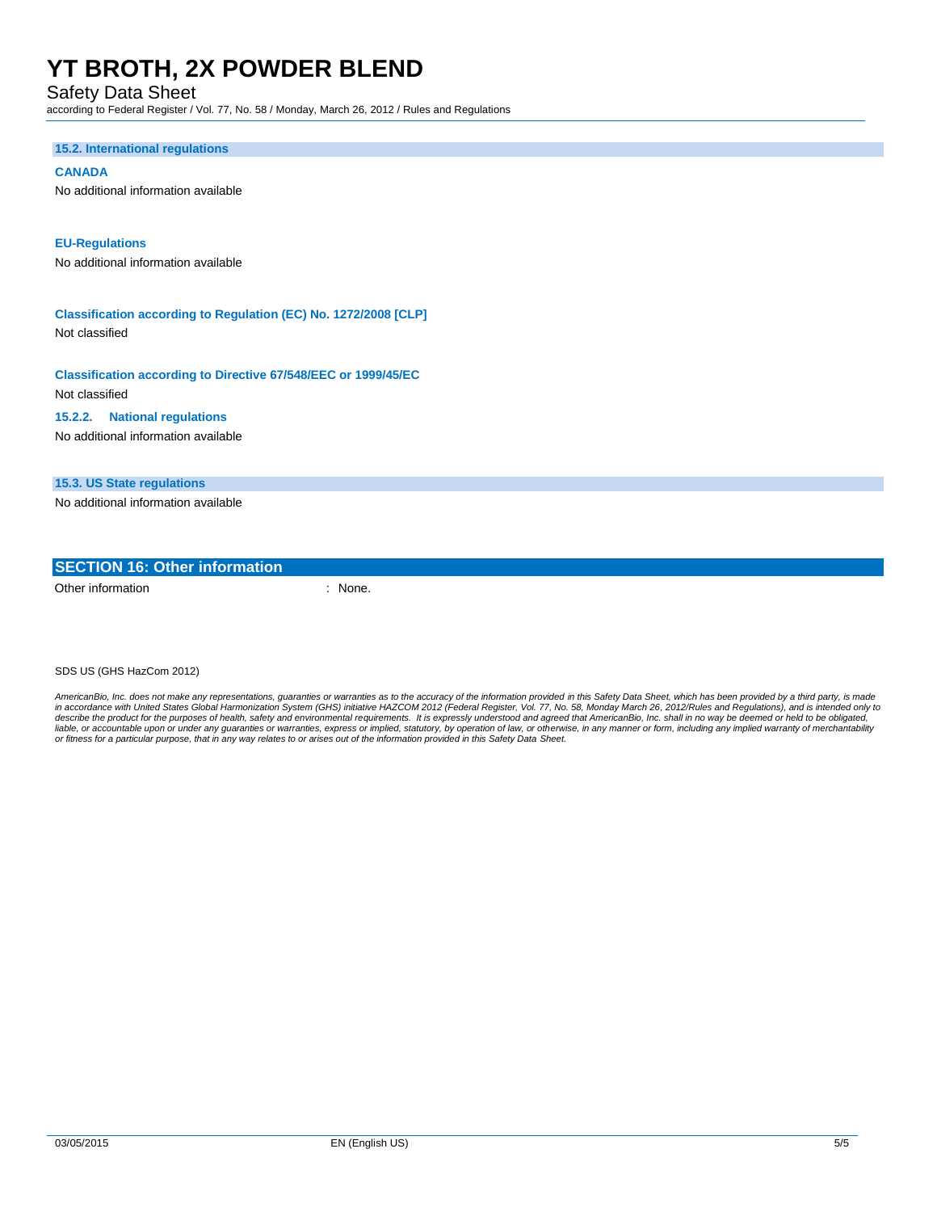### 15.2. International regulations

**CANADA**

No additional information available

**EU-Regulations**

No additional information available

**Classification according to Regulation (EC) No. 1272/2008 [CLP]**

Not classified

**Classification according to Directive 67/548/EEC or 1999/45/EC**

Not classified

**15.2.2. National regulations**

No additional information available

### 15.3. US State regulations

No additional information available

## SECTION 16: Other information

Other information : None.

SDS US (GHS HazCom 2012)

*AmericanBio, Inc. does not make any representations, guaranties or warranties as to the accuracy of the information provided in this Safety Data Sheet, which has been provided by a third party, is made in accordance with United States Global Harmonization System (GHS) initiative HAZCOM 2012 (Federal Register, Vol. 77, No. 58, Monday March 26, 2012/Rules and Regulations), and is intended only to describe the product for the purposes of health, safety and environmental requirements. It is expressly understood and agreed that AmericanBio, Inc. shall in no way be deemed or held to be obligated, liable, or accountable upon or under any guaranties or warranties, express or implied, statutory, by operation of law, or otherwise, in any manner or form, including any implied warranty of merchantability or fitness for a particular purpose, that in any way relates to or arises out of the information provided in this Safety Data Sheet.*